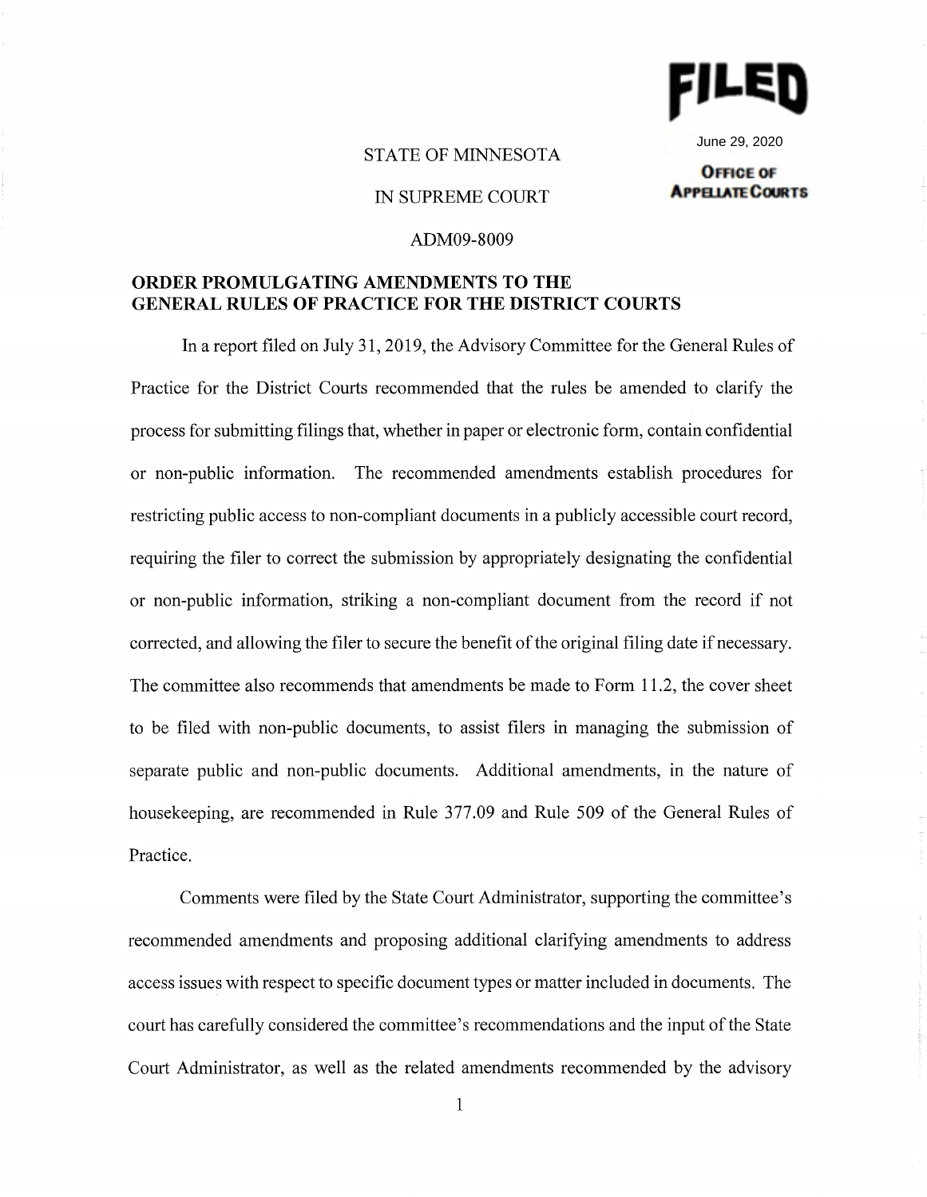FILED

June 29, 2020

OFFICE OF APPELLATE COURTS

STATE OF MINNESOTA

IN SUPREME COURT

ADM09-8009

**ORDER PROMULGATING AMENDMENTS TO THE GENERAL RULES OF PRACTICE FOR THE DISTRICT COURTS**

In a report filed on July 31, 2019, the Advisory Committee for the General Rules of Practice for the District Courts recommended that the rules be amended to clarify the process for submitting filings that, whether in paper or electronic form, contain confidential or non-public information. The recommended amendments establish procedures for restricting public access to non-compliant documents in a publicly accessible court record, requiring the filer to correct the submission by appropriately designating the confidential or non-public information, striking a non-compliant document from the record if not corrected, and allowing the filer to secure the benefit of the original filing date if necessary. The committee also recommends that amendments be made to Form 11.2, the cover sheet to be filed with non-public documents, to assist filers in managing the submission of separate public and non-public documents. Additional amendments, in the nature of housekeeping, are recommended in Rule 377.09 and Rule 509 of the General Rules of Practice.

Comments were filed by the State Court Administrator, supporting the committee's recommended amendments and proposing additional clarifying amendments to address access issues with respect to specific document types or matter included in documents. The court has carefully considered the committee's recommendations and the input of the State Court Administrator, as well as the related amendments recommended by the advisory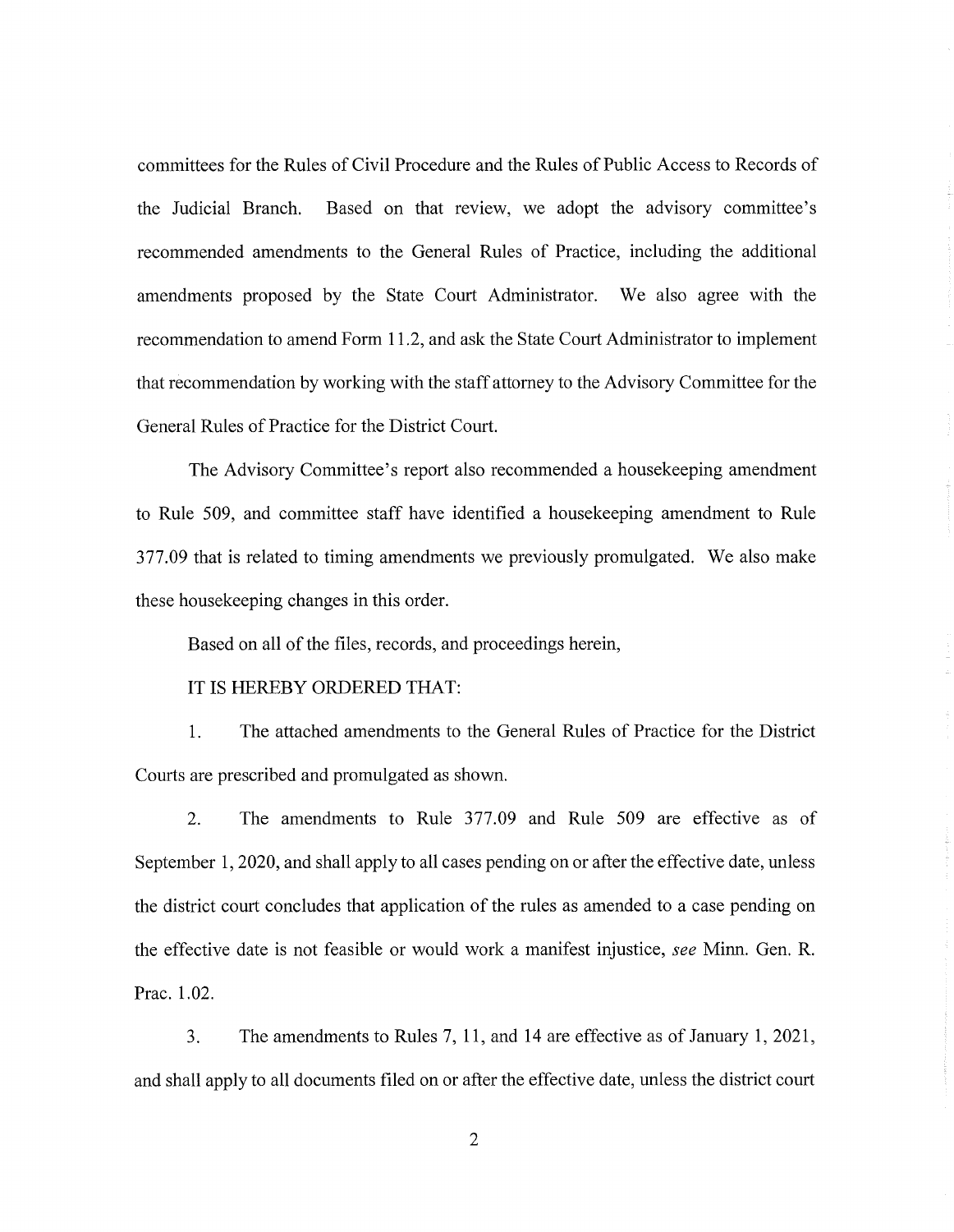committees for the Rules of Civil Procedure and the Rules of Public Access to Records of the Judicial Branch. Based on that review, we adopt the advisory committee's recommended amendments to the General Rules of Practice, including the additional amendments proposed by the State Court Administrator. We also agree with the recommendation to amend Form 11.2, and ask the State Court Administrator to implement that recommendation by working with the staff attorney to the Advisory Committee for the General Rules of Practice for the District Court.

The Advisory Committee's report also recommended a housekeeping amendment to Rule 509, and committee staff have identified a housekeeping amendment to Rule 377.09 that is related to timing amendments we previously promulgated. We also make these housekeeping changes in this order.

Based on all of the files, records, and proceedings herein,

IT IS HEREBY ORDERED THAT:

1. The attached amendments to the General Rules of Practice for the District Courts are prescribed and promulgated as shown.

2. The amendments to Rule 377.09 and Rule 509 are effective as of September 1, 2020, and shall apply to all cases pending on or after the effective date, unless the district court concludes that application of the rules as amended to a case pending on the effective date is not feasible or would work a manifest injustice, *see* Minn. Gen. R. Prac. 1.02.

3. The amendments to Rules 7, 11, and 14 are effective as of January 1, 2021, and shall apply to all documents filed on or after the effective date, unless the district court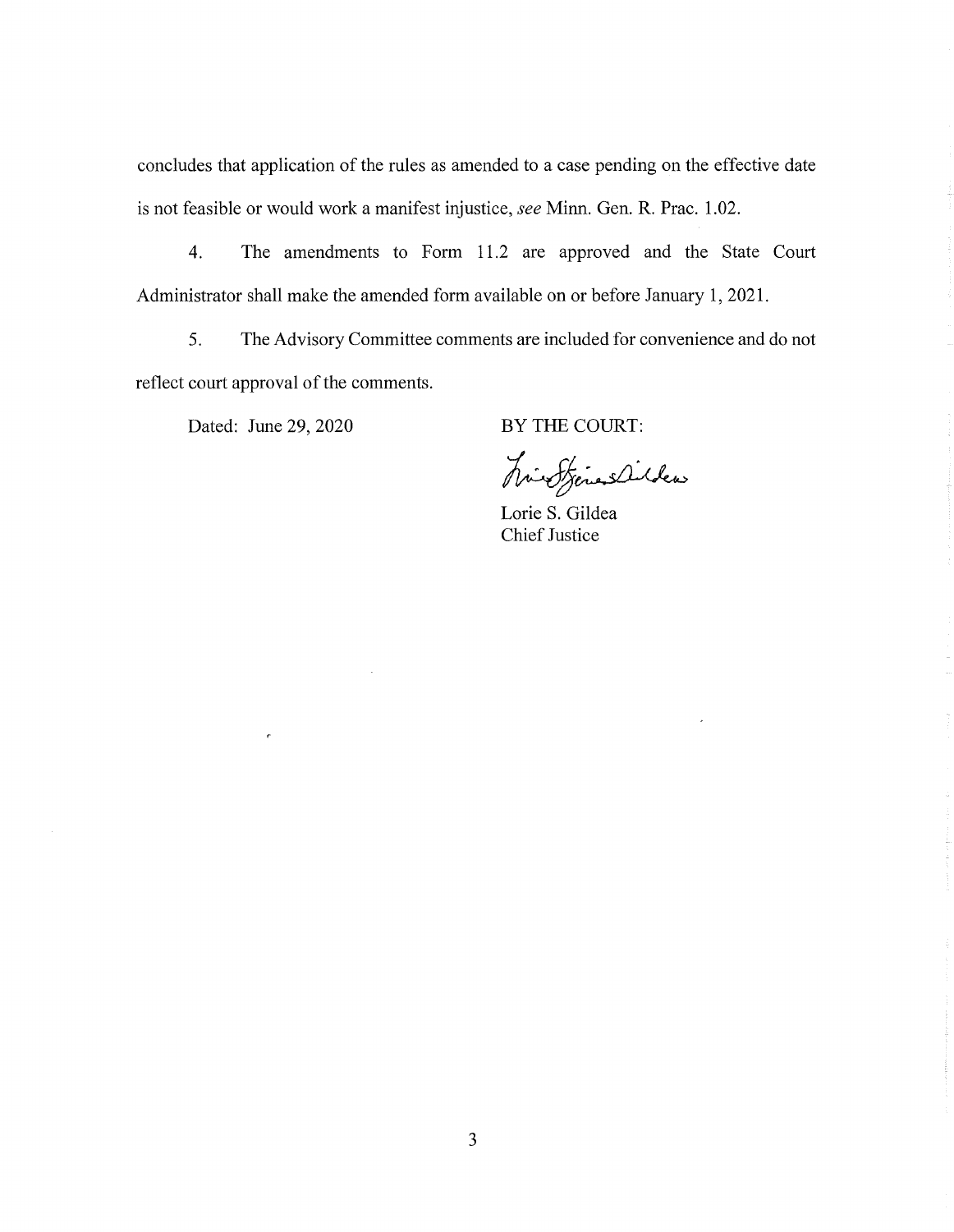concludes that application of the rules as amended to a case pending on the effective date is not feasible or would work a manifest injustice, *see* Minn. Gen. R. Prac. 1.02.

4. The amendments to Form 11.2 are approved and the State Court Administrator shall make the amended form available on or before January 1, 2021.

5. The Advisory Committee comments are included for convenience and do not reflect court approval of the comments.

Dated: June 29, 2020

BY THE COURT:

Lorie S. Gildea
Chief Justice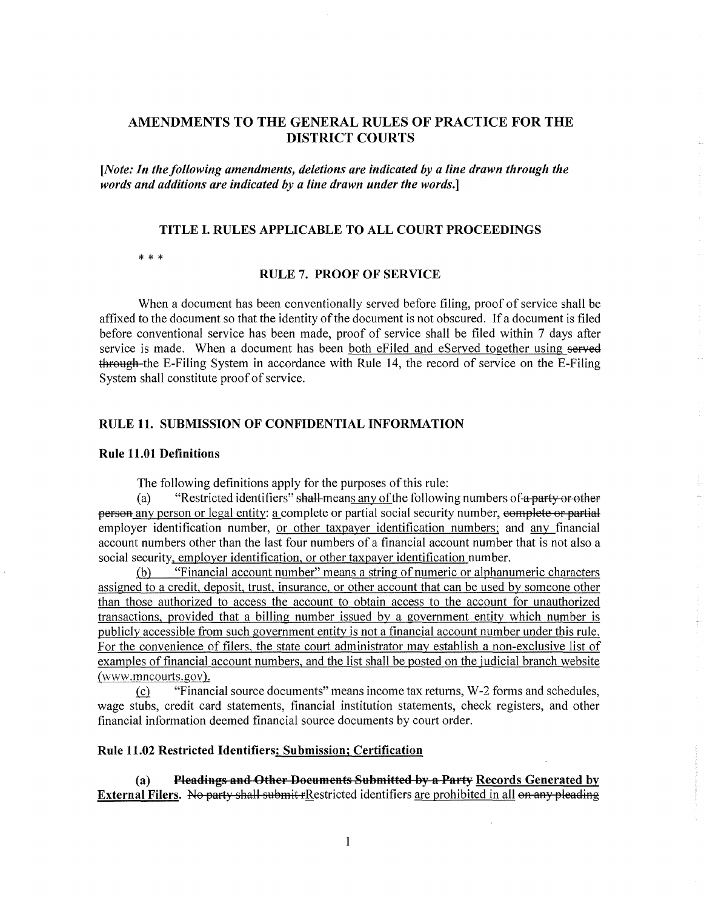## AMENDMENTS TO THE GENERAL RULES OF PRACTICE FOR THE DISTRICT COURTS

*[Note: In the following amendments, deletions are indicated by a line drawn through the words and additions are indicated by a line drawn under the words.]*

### TITLE I. RULES APPLICABLE TO ALL COURT PROCEEDINGS

\* \* \*

### RULE 7. PROOF OF SERVICE

When a document has been conventionally served before filing, proof of service shall be affixed to the document so that the identity of the document is not obscured. If a document is filed before conventional service has been made, proof of service shall be filed within 7 days after service is made. When a document has been <u>both eFiled and eServed together using</u> ~~served through~~ the E-Filing System in accordance with Rule 14, the record of service on the E-Filing System shall constitute proof of service.

### RULE 11. SUBMISSION OF CONFIDENTIAL INFORMATION

#### Rule 11.01 Definitions

The following definitions apply for the purposes of this rule:

(a) "Restricted identifiers" ~~shall~~ means <u>any of</u> the following numbers of ~~a party or other person~~ <u>any person or legal entity</u>: <u>a</u> complete or partial social security number, ~~complete or partial~~ employer identification number, <u>or other taxpayer identification numbers;</u> and <u>any</u> financial account numbers other than the last four numbers of a financial account number that is not also a social security<u>, employer identification, or other taxpayer identification</u> number.

<u>(b) "Financial account number" means a string of numeric or alphanumeric characters assigned to a credit, deposit, trust, insurance, or other account that can be used by someone other than those authorized to access the account to obtain access to the account for unauthorized transactions, provided that a billing number issued by a government entity which number is publicly accessible from such government entity is not a financial account number under this rule. For the convenience of filers, the state court administrator may establish a non-exclusive list of examples of financial account numbers, and the list shall be posted on the judicial branch website (www.mncourts.gov).</u>

<u>(c)</u> "Financial source documents" means income tax returns, W-2 forms and schedules, wage stubs, credit card statements, financial institution statements, check registers, and other financial information deemed financial source documents by court order.

#### Rule 11.02 Restricted Identifiers<u>; Submission; Certification</u>

**(a)** ~~**Pleadings and Other Documents Submitted by a Party**~~ <u>**Records Generated by External Filers.**</u> ~~No party shall submit r~~<u>R</u>estricted identifiers <u>are prohibited in all</u> ~~on any pleading~~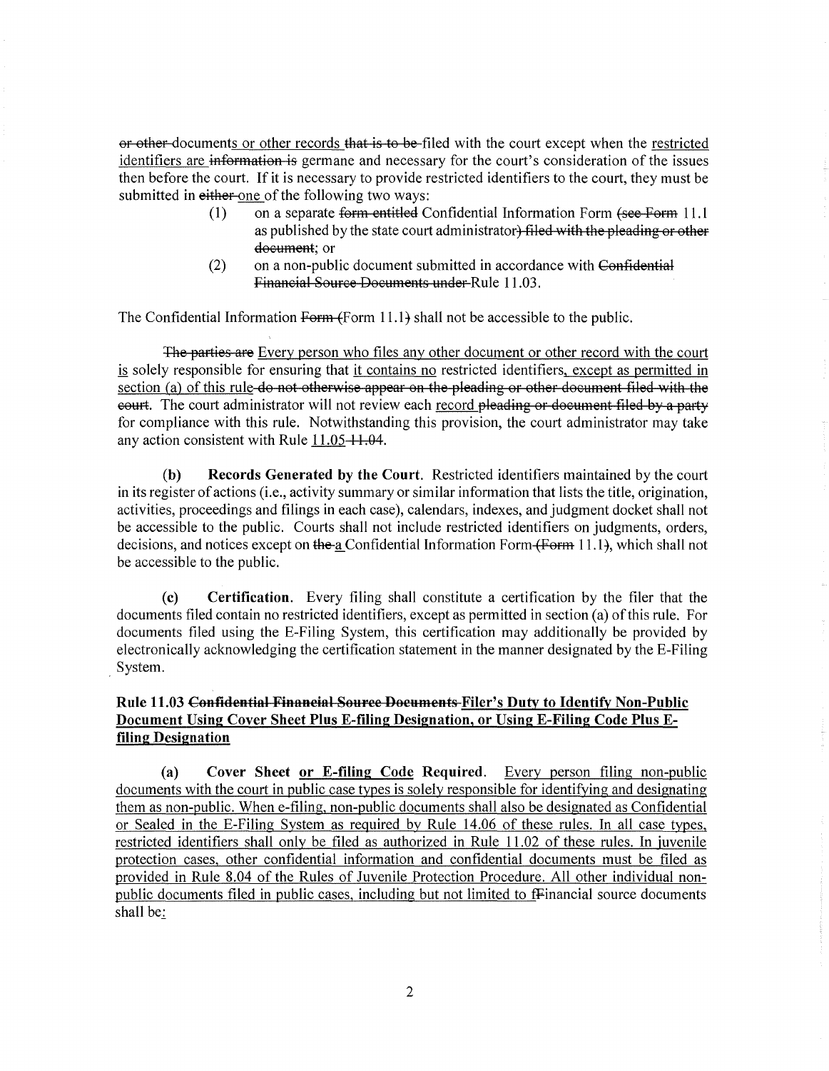~~or other~~ documents or other records ~~that is to be~~ filed with the court except when the restricted identifiers are ~~information is~~ germane and necessary for the court's consideration of the issues then before the court. If it is necessary to provide restricted identifiers to the court, they must be submitted in ~~either~~ one of the following two ways:

(1) on a separate ~~form entitled~~ Confidential Information Form ~~(see Form~~ 11.1 as published by the state court administrator~~) filed with the pleading or other document~~; or

(2) on a non-public document submitted in accordance with ~~Confidential Financial Source Documents under~~ Rule 11.03.

The Confidential Information ~~Form (~~Form 11.1~~)~~ shall not be accessible to the public.

~~The parties are~~ Every person who files any other document or other record with the court is solely responsible for ensuring that it contains no restricted identifiers, except as permitted in section (a) of this rule ~~do not otherwise appear on the pleading or other document filed with the court~~. The court administrator will not review each record ~~pleading or document filed by a party~~ for compliance with this rule. Notwithstanding this provision, the court administrator may take any action consistent with Rule 11.05 ~~11.04~~.

**(b) Records Generated by the Court.** Restricted identifiers maintained by the court in its register of actions (i.e., activity summary or similar information that lists the title, origination, activities, proceedings and filings in each case), calendars, indexes, and judgment docket shall not be accessible to the public. Courts shall not include restricted identifiers on judgments, orders, decisions, and notices except on ~~the~~ a Confidential Information Form ~~(Form 11.1)~~, which shall not be accessible to the public.

**(c) Certification.** Every filing shall constitute a certification by the filer that the documents filed contain no restricted identifiers, except as permitted in section (a) of this rule. For documents filed using the E-Filing System, this certification may additionally be provided by electronically acknowledging the certification statement in the manner designated by the E-Filing System.

### Rule 11.03 ~~Confidential Financial Source Documents~~ Filer's Duty to Identify Non-Public Document Using Cover Sheet Plus E-filing Designation, or Using E-Filing Code Plus E-filing Designation

**(a) Cover Sheet or E-filing Code Required.** Every person filing non-public documents with the court in public case types is solely responsible for identifying and designating them as non-public. When e-filing, non-public documents shall also be designated as Confidential or Sealed in the E-Filing System as required by Rule 14.06 of these rules. In all case types, restricted identifiers shall only be filed as authorized in Rule 11.02 of these rules. In juvenile protection cases, other confidential information and confidential documents must be filed as provided in Rule 8.04 of the Rules of Juvenile Protection Procedure. All other individual non-public documents filed in public cases, including but not limited to f~~F~~inancial source documents shall be: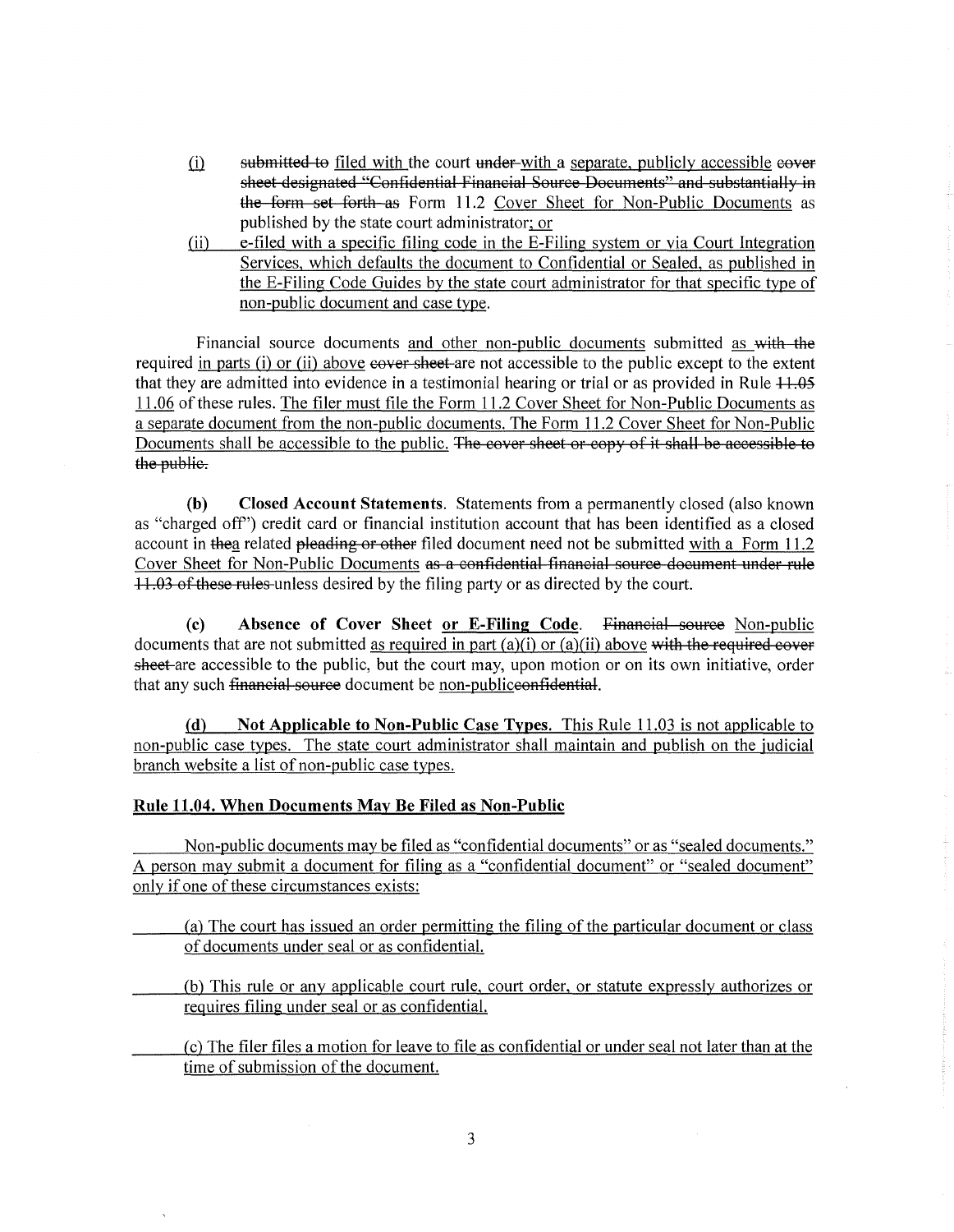(i) ~~submitted to~~ filed with the court ~~under~~ with a separate, publicly accessible ~~cover sheet designated "Confidential Financial Source Documents" and substantially in the form set forth as~~ Form 11.2 Cover Sheet for Non-Public Documents as published by the state court administrator; or

(ii) e-filed with a specific filing code in the E-Filing system or via Court Integration Services, which defaults the document to Confidential or Sealed, as published in the E-Filing Code Guides by the state court administrator for that specific type of non-public document and case type.

Financial source documents and other non-public documents submitted as ~~with the~~ required in parts (i) or (ii) above ~~cover sheet~~ are not accessible to the public except to the extent that they are admitted into evidence in a testimonial hearing or trial or as provided in Rule ~~11.05~~ 11.06 of these rules. The filer must file the Form 11.2 Cover Sheet for Non-Public Documents as a separate document from the non-public documents. The Form 11.2 Cover Sheet for Non-Public Documents shall be accessible to the public. ~~The cover sheet or copy of it shall be accessible to the public.~~

**(b) Closed Account Statements**. Statements from a permanently closed (also known as "charged off") credit card or financial institution account that has been identified as a closed account in ~~the~~a related ~~pleading or other~~ filed document need not be submitted with a Form 11.2 Cover Sheet for Non-Public Documents ~~as a confidential financial source document under rule 11.03 of these rules~~ unless desired by the filing party or as directed by the court.

**(c) Absence of Cover Sheet or E-Filing Code**. ~~Financial source~~ Non-public documents that are not submitted as required in part (a)(i) or (a)(ii) above ~~with the required cover sheet~~ are accessible to the public, but the court may, upon motion or on its own initiative, order that any such ~~financial source~~ document be non-public~~confidential~~.

**(d) Not Applicable to Non-Public Case Types.** This Rule 11.03 is not applicable to non-public case types. The state court administrator shall maintain and publish on the judicial branch website a list of non-public case types.

**Rule 11.04. When Documents May Be Filed as Non-Public**

Non-public documents may be filed as "confidential documents" or as "sealed documents." A person may submit a document for filing as a "confidential document" or "sealed document" only if one of these circumstances exists:

(a) The court has issued an order permitting the filing of the particular document or class of documents under seal or as confidential.

(b) This rule or any applicable court rule, court order, or statute expressly authorizes or requires filing under seal or as confidential.

(c) The filer files a motion for leave to file as confidential or under seal not later than at the time of submission of the document.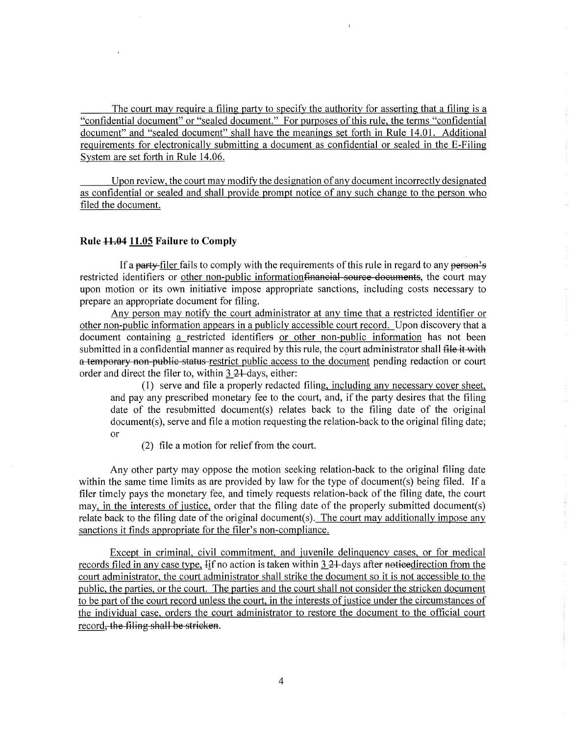The court may require a filing party to specify the authority for asserting that a filing is a "confidential document" or "sealed document." For purposes of this rule, the terms "confidential document" and "sealed document" shall have the meanings set forth in Rule 14.01. Additional requirements for electronically submitting a document as confidential or sealed in the E-Filing System are set forth in Rule 14.06.

Upon review, the court may modify the designation of any document incorrectly designated as confidential or sealed and shall provide prompt notice of any such change to the person who filed the document.

**Rule ~~11.04~~ 11.05 Failure to Comply**

If a ~~party~~ filer fails to comply with the requirements of this rule in regard to any ~~person's~~ restricted identifiers or other non-public information~~financial source documents~~, the court may upon motion or its own initiative impose appropriate sanctions, including costs necessary to prepare an appropriate document for filing.

Any person may notify the court administrator at any time that a restricted identifier or other non-public information appears in a publicly accessible court record. Upon discovery that a document containing a restricted identifier~~s~~ or other non-public information has not been submitted in a confidential manner as required by this rule, the court administrator shall ~~file it with a temporary non-public status~~ restrict public access to the document pending redaction or court order and direct the filer to, within 3 ~~21~~ days, either:

(1) serve and file a properly redacted filing, including any necessary cover sheet, and pay any prescribed monetary fee to the court, and, if the party desires that the filing date of the resubmitted document(s) relates back to the filing date of the original document(s), serve and file a motion requesting the relation-back to the original filing date; or

(2) file a motion for relief from the court.

Any other party may oppose the motion seeking relation-back to the original filing date within the same time limits as are provided by law for the type of document(s) being filed. If a filer timely pays the monetary fee, and timely requests relation-back of the filing date, the court may, in the interests of justice, order that the filing date of the properly submitted document(s) relate back to the filing date of the original document(s). The court may additionally impose any sanctions it finds appropriate for the filer's non-compliance.

Except in criminal, civil commitment, and juvenile delinquency cases, or for medical records filed in any case type, ~~I~~if no action is taken within 3 ~~21~~ days after ~~notice~~direction from the court administrator, the court administrator shall strike the document so it is not accessible to the public, the parties, or the court. The parties and the court shall not consider the stricken document to be part of the court record unless the court, in the interests of justice under the circumstances of the individual case, orders the court administrator to restore the document to the official court record~~, the filing shall be stricken~~.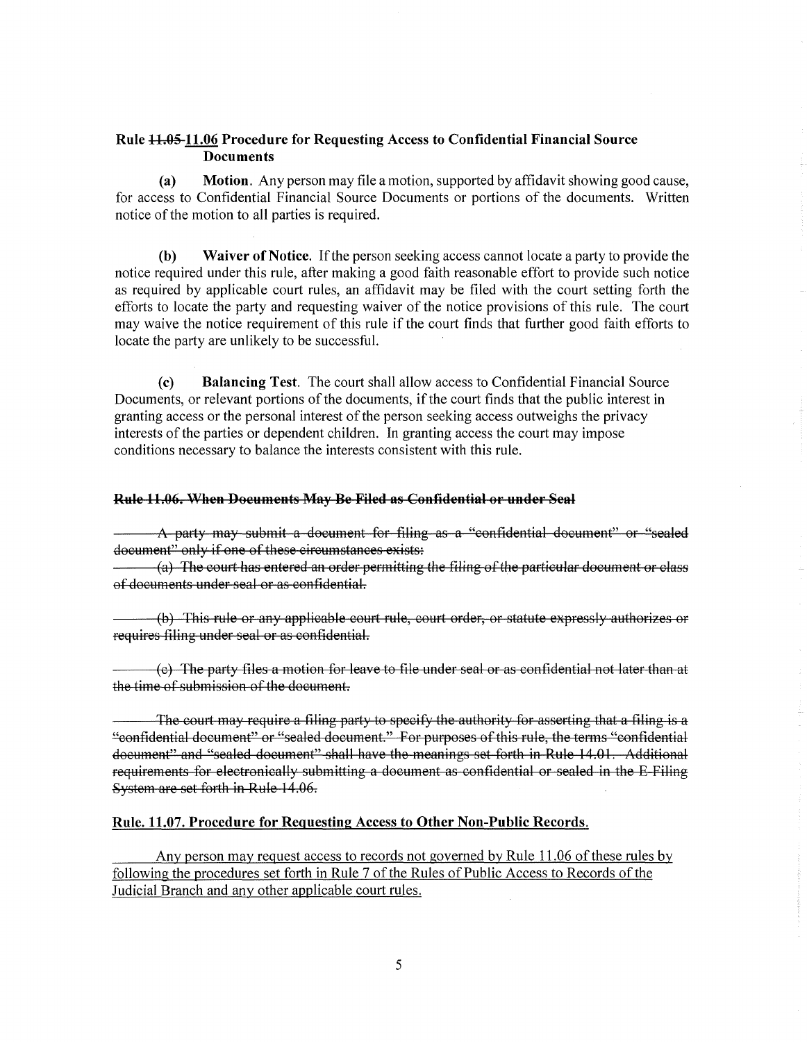### Rule ~~11.05~~ 11.06 Procedure for Requesting Access to Confidential Financial Source Documents

**(a) Motion**. Any person may file a motion, supported by affidavit showing good cause, for access to Confidential Financial Source Documents or portions of the documents. Written notice of the motion to all parties is required.

**(b) Waiver of Notice**. If the person seeking access cannot locate a party to provide the notice required under this rule, after making a good faith reasonable effort to provide such notice as required by applicable court rules, an affidavit may be filed with the court setting forth the efforts to locate the party and requesting waiver of the notice provisions of this rule. The court may waive the notice requirement of this rule if the court finds that further good faith efforts to locate the party are unlikely to be successful.

**(c) Balancing Test**. The court shall allow access to Confidential Financial Source Documents, or relevant portions of the documents, if the court finds that the public interest in granting access or the personal interest of the person seeking access outweighs the privacy interests of the parties or dependent children. In granting access the court may impose conditions necessary to balance the interests consistent with this rule.

### ~~Rule 11.06. When Documents May Be Filed as Confidential or under Seal~~

~~A party may submit a document for filing as a "confidential document" or "sealed document" only if one of these circumstances exists:~~

~~(a) The court has entered an order permitting the filing of the particular document or class of documents under seal or as confidential.~~

~~(b) This rule or any applicable court rule, court order, or statute expressly authorizes or requires filing under seal or as confidential.~~

~~(c) The party files a motion for leave to file under seal or as confidential not later than at the time of submission of the document.~~

~~The court may require a filing party to specify the authority for asserting that a filing is a "confidential document" or "sealed document." For purposes of this rule, the terms "confidential document" and "sealed document" shall have the meanings set forth in Rule 14.01. Additional requirements for electronically submitting a document as confidential or sealed in the E-Filing System are set forth in Rule 14.06.~~

### <u>Rule. 11.07. Procedure for Requesting Access to Other Non-Public Records.</u>

<u>Any person may request access to records not governed by Rule 11.06 of these rules by following the procedures set forth in Rule 7 of the Rules of Public Access to Records of the Judicial Branch and any other applicable court rules.</u>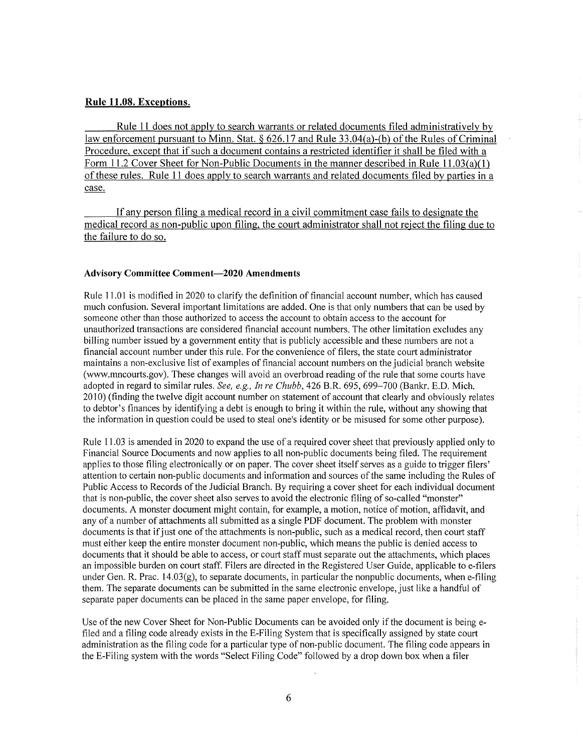**Rule 11.08. Exceptions.**

Rule 11 does not apply to search warrants or related documents filed administratively by law enforcement pursuant to Minn. Stat. § 626.17 and Rule 33.04(a)-(b) of the Rules of Criminal Procedure, except that if such a document contains a restricted identifier it shall be filed with a Form 11.2 Cover Sheet for Non-Public Documents in the manner described in Rule 11.03(a)(1) of these rules. Rule 11 does apply to search warrants and related documents filed by parties in a case.

If any person filing a medical record in a civil commitment case fails to designate the medical record as non-public upon filing, the court administrator shall not reject the filing due to the failure to do so.

**Advisory Committee Comment—2020 Amendments**

Rule 11.01 is modified in 2020 to clarify the definition of financial account number, which has caused much confusion. Several important limitations are added. One is that only numbers that can be used by someone other than those authorized to access the account to obtain access to the account for unauthorized transactions are considered financial account numbers. The other limitation excludes any billing number issued by a government entity that is publicly accessible and these numbers are not a financial account number under this rule. For the convenience of filers, the state court administrator maintains a non-exclusive list of examples of financial account numbers on the judicial branch website (www.mncourts.gov). These changes will avoid an overbroad reading of the rule that some courts have adopted in regard to similar rules. *See, e.g., In re Chubb*, 426 B.R. 695, 699–700 (Bankr. E.D. Mich. 2010) (finding the twelve digit account number on statement of account that clearly and obviously relates to debtor's finances by identifying a debt is enough to bring it within the rule, without any showing that the information in question could be used to steal one's identity or be misused for some other purpose).

Rule 11.03 is amended in 2020 to expand the use of a required cover sheet that previously applied only to Financial Source Documents and now applies to all non-public documents being filed. The requirement applies to those filing electronically or on paper. The cover sheet itself serves as a guide to trigger filers' attention to certain non-public documents and information and sources of the same including the Rules of Public Access to Records of the Judicial Branch. By requiring a cover sheet for each individual document that is non-public, the cover sheet also serves to avoid the electronic filing of so-called "monster" documents. A monster document might contain, for example, a motion, notice of motion, affidavit, and any of a number of attachments all submitted as a single PDF document. The problem with monster documents is that if just one of the attachments is non-public, such as a medical record, then court staff must either keep the entire monster document non-public, which means the public is denied access to documents that it should be able to access, or court staff must separate out the attachments, which places an impossible burden on court staff. Filers are directed in the Registered User Guide, applicable to e-filers under Gen. R. Prac. 14.03(g), to separate documents, in particular the nonpublic documents, when e-filing them. The separate documents can be submitted in the same electronic envelope, just like a handful of separate paper documents can be placed in the same paper envelope, for filing.

Use of the new Cover Sheet for Non-Public Documents can be avoided only if the document is being e-filed and a filing code already exists in the E-Filing System that is specifically assigned by state court administration as the filing code for a particular type of non-public document. The filing code appears in the E-Filing system with the words "Select Filing Code" followed by a drop down box when a filer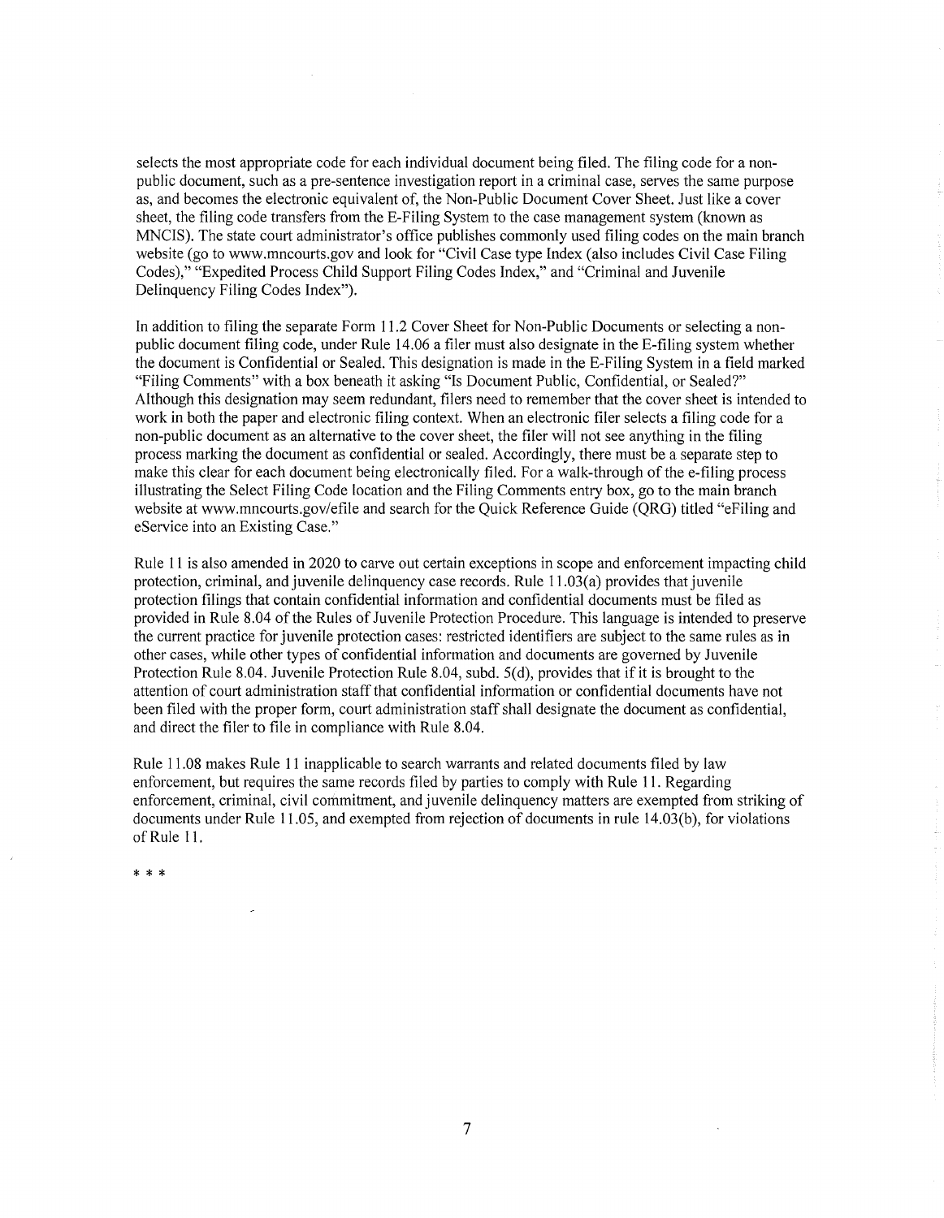selects the most appropriate code for each individual document being filed. The filing code for a non-public document, such as a pre-sentence investigation report in a criminal case, serves the same purpose as, and becomes the electronic equivalent of, the Non-Public Document Cover Sheet. Just like a cover sheet, the filing code transfers from the E-Filing System to the case management system (known as MNCIS). The state court administrator's office publishes commonly used filing codes on the main branch website (go to www.mncourts.gov and look for "Civil Case type Index (also includes Civil Case Filing Codes)," "Expedited Process Child Support Filing Codes Index," and "Criminal and Juvenile Delinquency Filing Codes Index").

In addition to filing the separate Form 11.2 Cover Sheet for Non-Public Documents or selecting a non-public document filing code, under Rule 14.06 a filer must also designate in the E-filing system whether the document is Confidential or Sealed. This designation is made in the E-Filing System in a field marked "Filing Comments" with a box beneath it asking "Is Document Public, Confidential, or Sealed?" Although this designation may seem redundant, filers need to remember that the cover sheet is intended to work in both the paper and electronic filing context. When an electronic filer selects a filing code for a non-public document as an alternative to the cover sheet, the filer will not see anything in the filing process marking the document as confidential or sealed. Accordingly, there must be a separate step to make this clear for each document being electronically filed. For a walk-through of the e-filing process illustrating the Select Filing Code location and the Filing Comments entry box, go to the main branch website at www.mncourts.gov/efile and search for the Quick Reference Guide (QRG) titled "eFiling and eService into an Existing Case."

Rule 11 is also amended in 2020 to carve out certain exceptions in scope and enforcement impacting child protection, criminal, and juvenile delinquency case records. Rule 11.03(a) provides that juvenile protection filings that contain confidential information and confidential documents must be filed as provided in Rule 8.04 of the Rules of Juvenile Protection Procedure. This language is intended to preserve the current practice for juvenile protection cases: restricted identifiers are subject to the same rules as in other cases, while other types of confidential information and documents are governed by Juvenile Protection Rule 8.04. Juvenile Protection Rule 8.04, subd. 5(d), provides that if it is brought to the attention of court administration staff that confidential information or confidential documents have not been filed with the proper form, court administration staff shall designate the document as confidential, and direct the filer to file in compliance with Rule 8.04.

Rule 11.08 makes Rule 11 inapplicable to search warrants and related documents filed by law enforcement, but requires the same records filed by parties to comply with Rule 11. Regarding enforcement, criminal, civil commitment, and juvenile delinquency matters are exempted from striking of documents under Rule 11.05, and exempted from rejection of documents in rule 14.03(b), for violations of Rule 11.

\* \* \*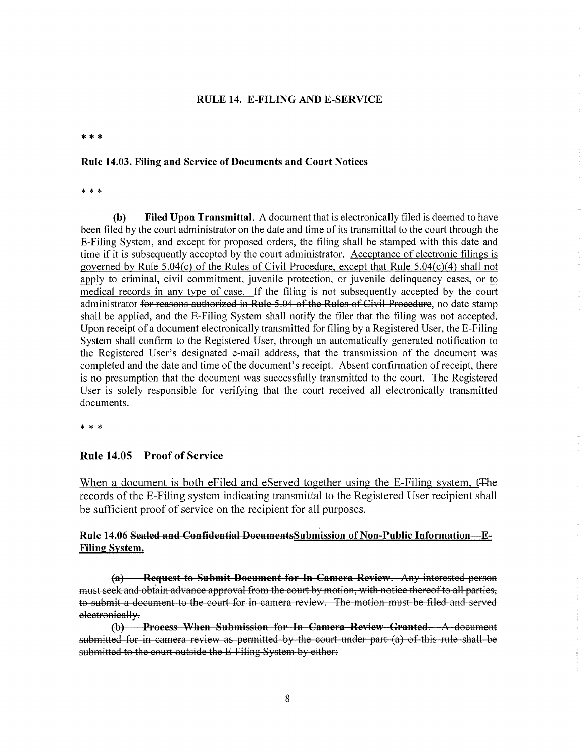**RULE 14. E-FILING AND E-SERVICE**

\* \* \*

**Rule 14.03. Filing and Service of Documents and Court Notices**

\* \* \*

**(b) Filed Upon Transmittal**. A document that is electronically filed is deemed to have been filed by the court administrator on the date and time of its transmittal to the court through the E-Filing System, and except for proposed orders, the filing shall be stamped with this date and time if it is subsequently accepted by the court administrator. <u>Acceptance of electronic filings is governed by Rule 5.04(c) of the Rules of Civil Procedure, except that Rule 5.04(c)(4) shall not apply to criminal, civil commitment, juvenile protection, or juvenile delinquency cases, or to medical records in any type of case.</u> If the filing is not subsequently accepted by the court administrator ~~for reasons authorized in Rule 5.04 of the Rules of Civil Procedure~~, no date stamp shall be applied, and the E-Filing System shall notify the filer that the filing was not accepted. Upon receipt of a document electronically transmitted for filing by a Registered User, the E-Filing System shall confirm to the Registered User, through an automatically generated notification to the Registered User's designated e-mail address, that the transmission of the document was completed and the date and time of the document's receipt. Absent confirmation of receipt, there is no presumption that the document was successfully transmitted to the court. The Registered User is solely responsible for verifying that the court received all electronically transmitted documents.

\* \* \*

**Rule 14.05 Proof of Service**

<u>When a document is both eFiled and eServed together using the E-Filing system, t</u>~~T~~he records of the E-Filing system indicating transmittal to the Registered User recipient shall be sufficient proof of service on the recipient for all purposes.

**Rule 14.06 ~~Sealed and Confidential Documents~~<u>Submission of Non-Public Information—E-Filing System.</u>**

~~**(a) Request to Submit Document for In Camera Review**. Any interested person must seek and obtain advance approval from the court by motion, with notice thereof to all parties, to submit a document to the court for in camera review. The motion must be filed and served electronically.~~

~~**(b) Process When Submission for In Camera Review Granted.** A document submitted for in camera review as permitted by the court under part (a) of this rule shall be submitted to the court outside the E-Filing System by either:~~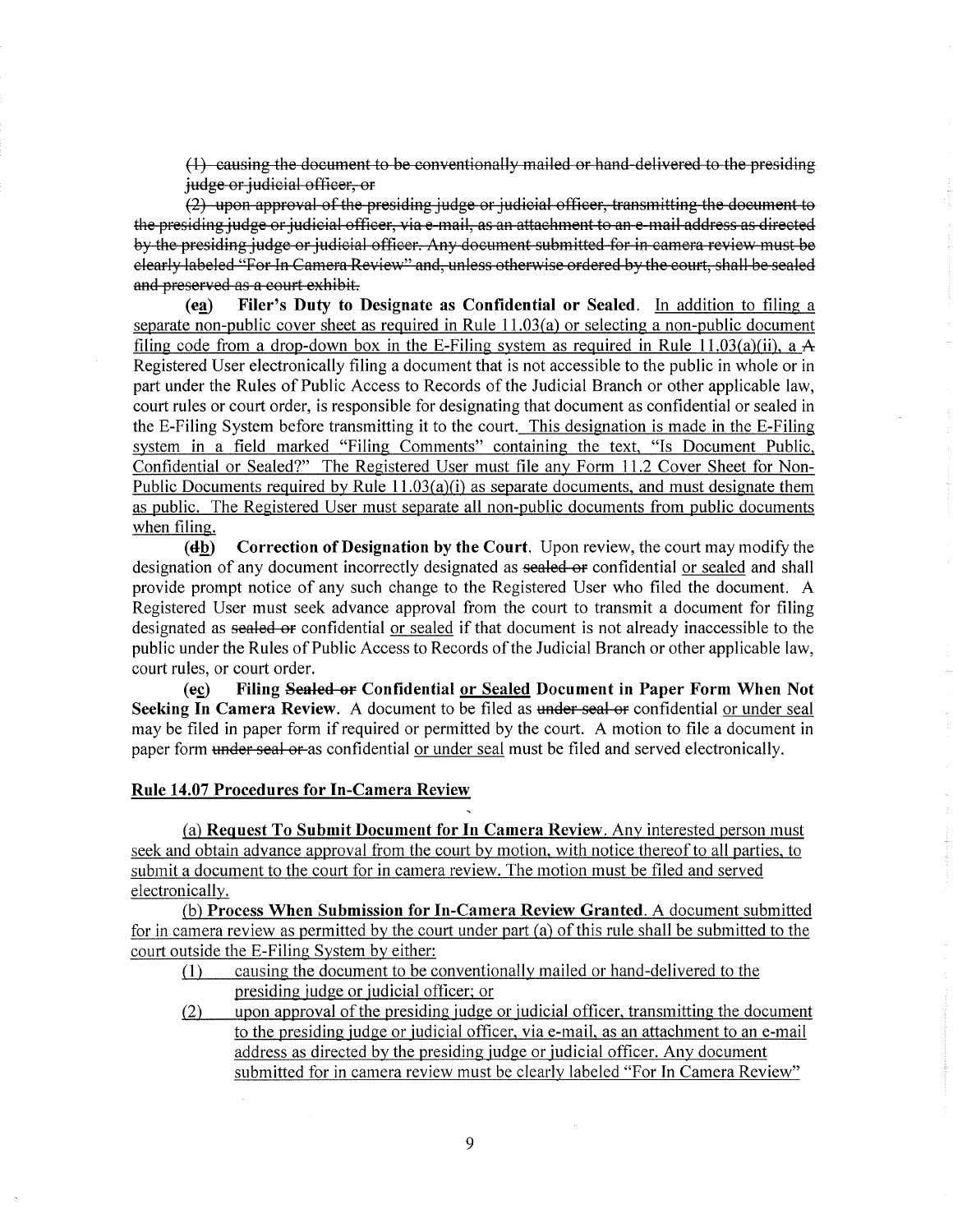~~(1) causing the document to be conventionally mailed or hand-delivered to the presiding judge or judicial officer, or~~

~~(2) upon approval of the presiding judge or judicial officer, transmitting the document to the presiding judge or judicial officer, via e-mail, as an attachment to an e-mail address as directed by the presiding judge or judicial officer. Any document submitted for in camera review must be clearly labeled "For In Camera Review" and, unless otherwise ordered by the court, shall be sealed and preserved as a court exhibit.~~

**(~~e~~<u>a</u>) Filer's Duty to Designate as Confidential or Sealed**. <u>In addition to filing a separate non-public cover sheet as required in Rule 11.03(a) or selecting a non-public document filing code from a drop-down box in the E-Filing system as required in Rule 11.03(a)(ii), a</u> ~~A~~ Registered User electronically filing a document that is not accessible to the public in whole or in part under the Rules of Public Access to Records of the Judicial Branch or other applicable law, court rules or court order, is responsible for designating that document as confidential or sealed in the E-Filing System before transmitting it to the court. <u>This designation is made in the E-Filing system in a field marked "Filing Comments" containing the text, "Is Document Public, Confidential or Sealed?" The Registered User must file any Form 11.2 Cover Sheet for Non-Public Documents required by Rule 11.03(a)(i) as separate documents, and must designate them as public. The Registered User must separate all non-public documents from public documents when filing.</u>

**(~~d~~<u>b</u>) Correction of Designation by the Court**. Upon review, the court may modify the designation of any document incorrectly designated as ~~sealed or~~ confidential <u>or sealed</u> and shall provide prompt notice of any such change to the Registered User who filed the document. A Registered User must seek advance approval from the court to transmit a document for filing designated as ~~sealed or~~ confidential <u>or sealed</u> if that document is not already inaccessible to the public under the Rules of Public Access to Records of the Judicial Branch or other applicable law, court rules, or court order.

**(~~e~~<u>c</u>) Filing ~~Sealed or~~ Confidential <u>or Sealed</u> Document in Paper Form When Not Seeking In Camera Review**. A document to be filed as ~~under seal or~~ confidential <u>or under seal</u> may be filed in paper form if required or permitted by the court. A motion to file a document in paper form ~~under seal or~~ as confidential <u>or under seal</u> must be filed and served electronically.

<u>**Rule 14.07 Procedures for In-Camera Review**</u>

<u>(a) **Request To Submit Document for In Camera Review**. Any interested person must seek and obtain advance approval from the court by motion, with notice thereof to all parties, to submit a document to the court for in camera review. The motion must be filed and served electronically.</u>

<u>(b) **Process When Submission for In-Camera Review Granted**. A document submitted for in camera review as permitted by the court under part (a) of this rule shall be submitted to the court outside the E-Filing System by either:</u>

<u>(1) causing the document to be conventionally mailed or hand-delivered to the presiding judge or judicial officer; or</u>

<u>(2) upon approval of the presiding judge or judicial officer, transmitting the document to the presiding judge or judicial officer, via e-mail, as an attachment to an e-mail address as directed by the presiding judge or judicial officer. Any document submitted for in camera review must be clearly labeled "For In Camera Review"</u>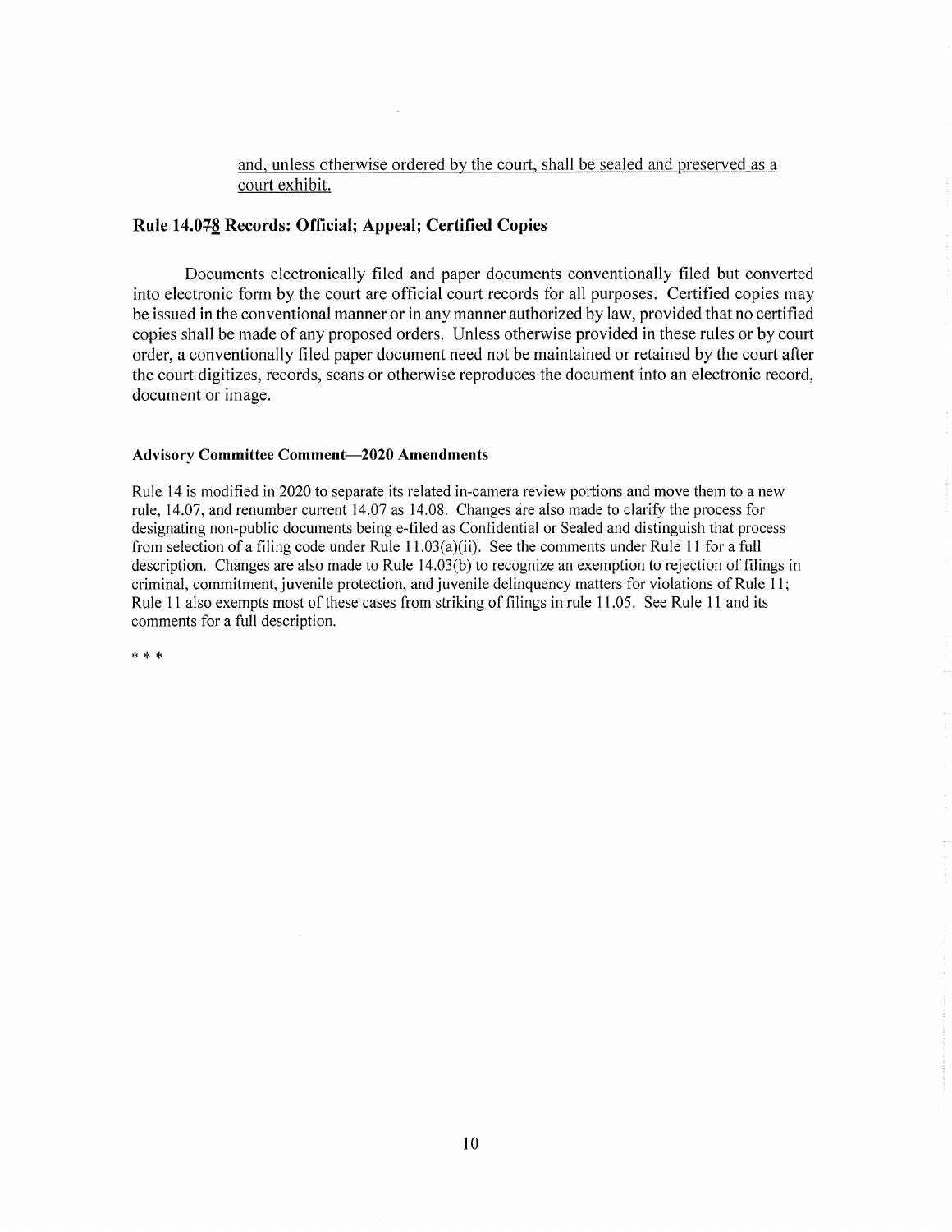and, unless otherwise ordered by the court, shall be sealed and preserved as a court exhibit.

**Rule 14.0~~7~~8 Records: Official; Appeal; Certified Copies**

Documents electronically filed and paper documents conventionally filed but converted into electronic form by the court are official court records for all purposes. Certified copies may be issued in the conventional manner or in any manner authorized by law, provided that no certified copies shall be made of any proposed orders. Unless otherwise provided in these rules or by court order, a conventionally filed paper document need not be maintained or retained by the court after the court digitizes, records, scans or otherwise reproduces the document into an electronic record, document or image.

**Advisory Committee Comment—2020 Amendments**

Rule 14 is modified in 2020 to separate its related in-camera review portions and move them to a new rule, 14.07, and renumber current 14.07 as 14.08. Changes are also made to clarify the process for designating non-public documents being e-filed as Confidential or Sealed and distinguish that process from selection of a filing code under Rule 11.03(a)(ii). See the comments under Rule 11 for a full description. Changes are also made to Rule 14.03(b) to recognize an exemption to rejection of filings in criminal, commitment, juvenile protection, and juvenile delinquency matters for violations of Rule 11; Rule 11 also exempts most of these cases from striking of filings in rule 11.05. See Rule 11 and its comments for a full description.

* * *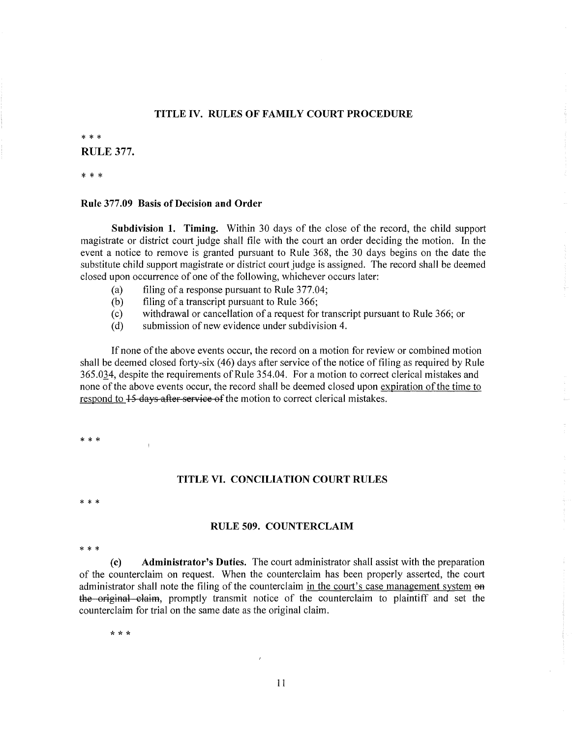## TITLE IV. RULES OF FAMILY COURT PROCEDURE

* * *

### RULE 377.

* * *

**Rule 377.09 Basis of Decision and Order**

**Subdivision 1. Timing.** Within 30 days of the close of the record, the child support magistrate or district court judge shall file with the court an order deciding the motion. In the event a notice to remove is granted pursuant to Rule 368, the 30 days begins on the date the substitute child support magistrate or district court judge is assigned. The record shall be deemed closed upon occurrence of one of the following, whichever occurs later:

(a) filing of a response pursuant to Rule 377.04;

(b) filing of a transcript pursuant to Rule 366;

(c) withdrawal or cancellation of a request for transcript pursuant to Rule 366; or

(d) submission of new evidence under subdivision 4.

If none of the above events occur, the record on a motion for review or combined motion shall be deemed closed forty-six (46) days after service of the notice of filing as required by Rule 365.034, despite the requirements of Rule 354.04. For a motion to correct clerical mistakes and none of the above events occur, the record shall be deemed closed upon <u>expiration of the time to respond to</u> ~~15 days after service of~~ the motion to correct clerical mistakes.

* * *

## TITLE VI. CONCILIATION COURT RULES

* * *

### RULE 509. COUNTERCLAIM

* * *

**(c) Administrator's Duties.** The court administrator shall assist with the preparation of the counterclaim on request. When the counterclaim has been properly asserted, the court administrator shall note the filing of the counterclaim <u>in the court's case management system</u> ~~on the original claim~~, promptly transmit notice of the counterclaim to plaintiff and set the counterclaim for trial on the same date as the original claim.

* * *